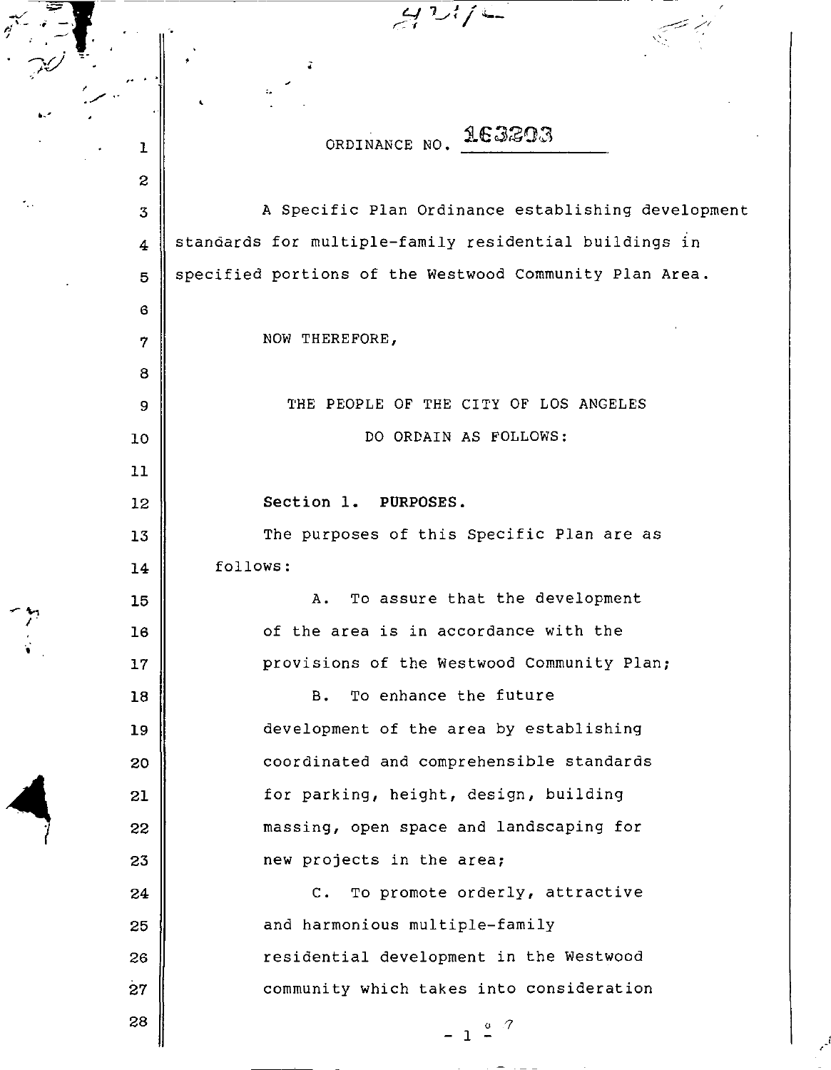# ORDINANCE NO. 163203

A Specific Plan Ordinance establishing development standards for multiple-family residential buildings in specified portions of the Westwood Community Plan Area.

NOW THEREFORE,

THE PEOPLE OF THE CITY OF LOS ANGELES
DO ORDAIN AS FOLLOWS:

**Section 1. PURPOSES.**

The purposes of this Specific Plan are as follows:

A. To assure that the development of the area is in accordance with the provisions of the Westwood Community Plan;

B. To enhance the future development of the area by establishing coordinated and comprehensible standards for parking, height, design, building massing, open space and landscaping for new projects in the area;

C. To promote orderly, attractive and harmonious multiple-family residential development in the Westwood community which takes into consideration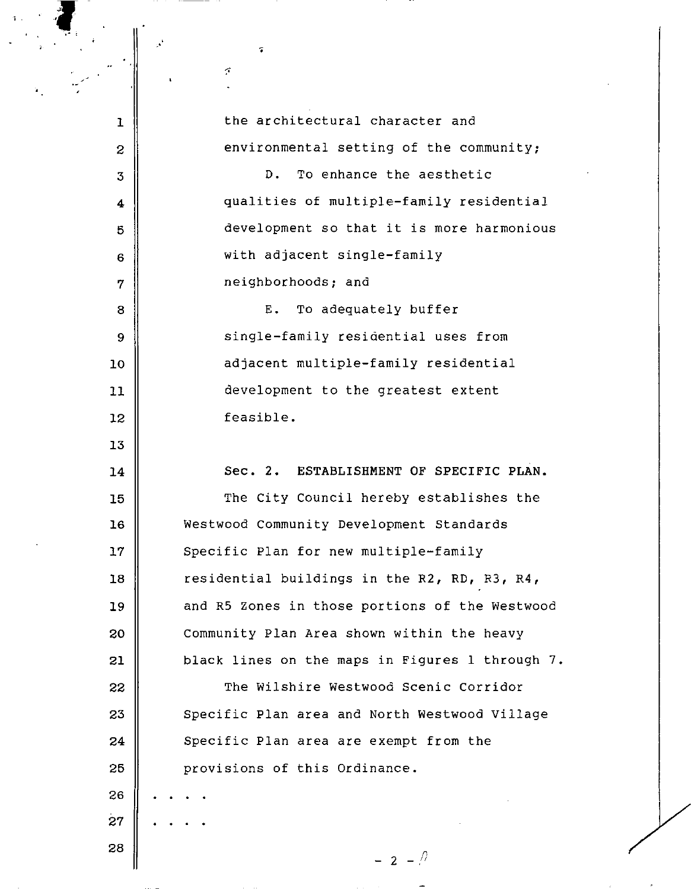the architectural character and environmental setting of the community;

D. To enhance the aesthetic qualities of multiple-family residential development so that it is more harmonious with adjacent single-family neighborhoods; and

E. To adequately buffer single-family residential uses from adjacent multiple-family residential development to the greatest extent feasible.

Sec. 2. ESTABLISHMENT OF SPECIFIC PLAN.

The City Council hereby establishes the Westwood Community Development Standards Specific Plan for new multiple-family residential buildings in the R2, RD, R3, R4, and R5 Zones in those portions of the Westwood Community Plan Area shown within the heavy black lines on the maps in Figures 1 through 7.

The Wilshire Westwood Scenic Corridor Specific Plan area and North Westwood Village Specific Plan area are exempt from the provisions of this Ordinance.

. . . .

. . . .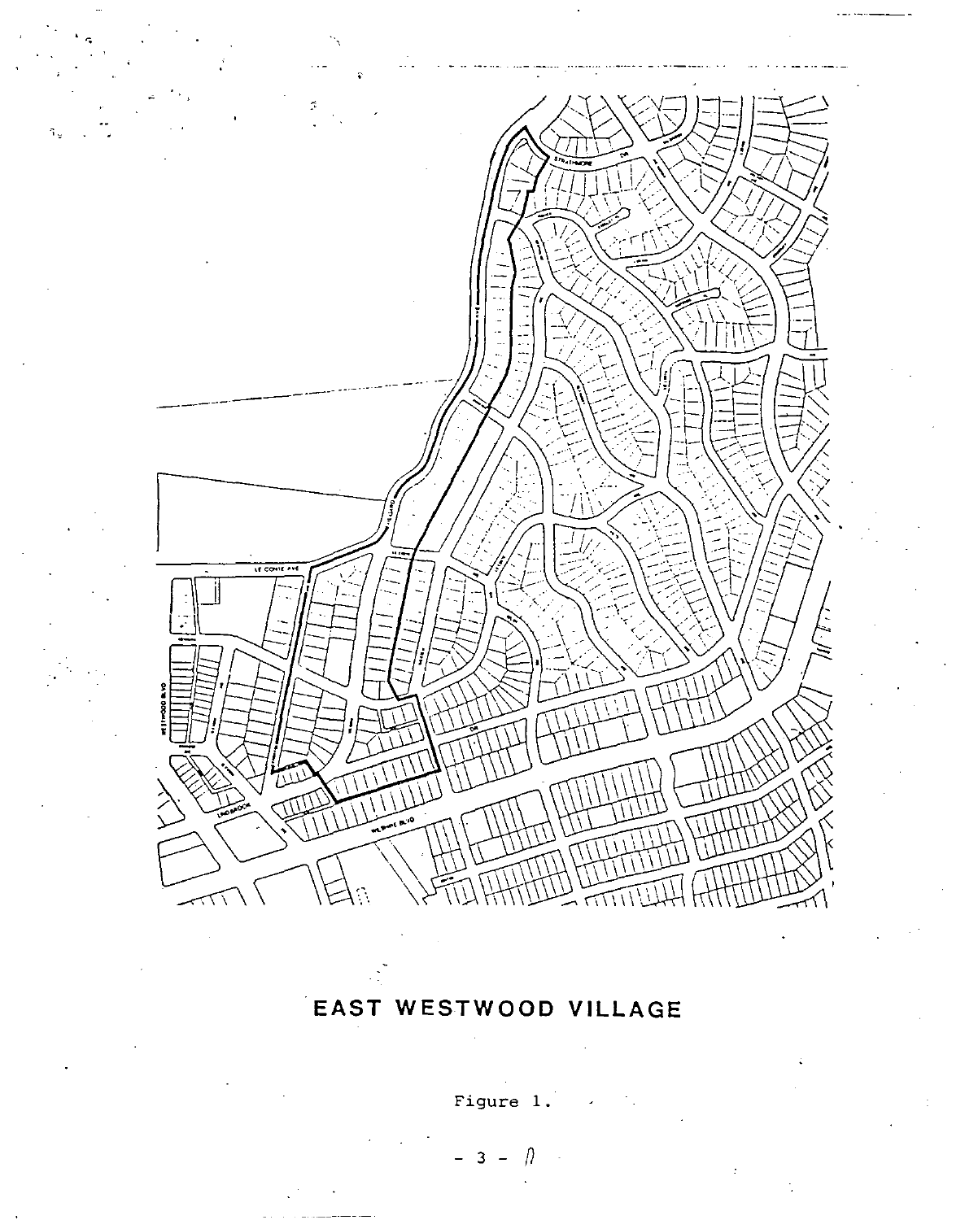# EAST WESTWOOD VILLAGE

Figure 1.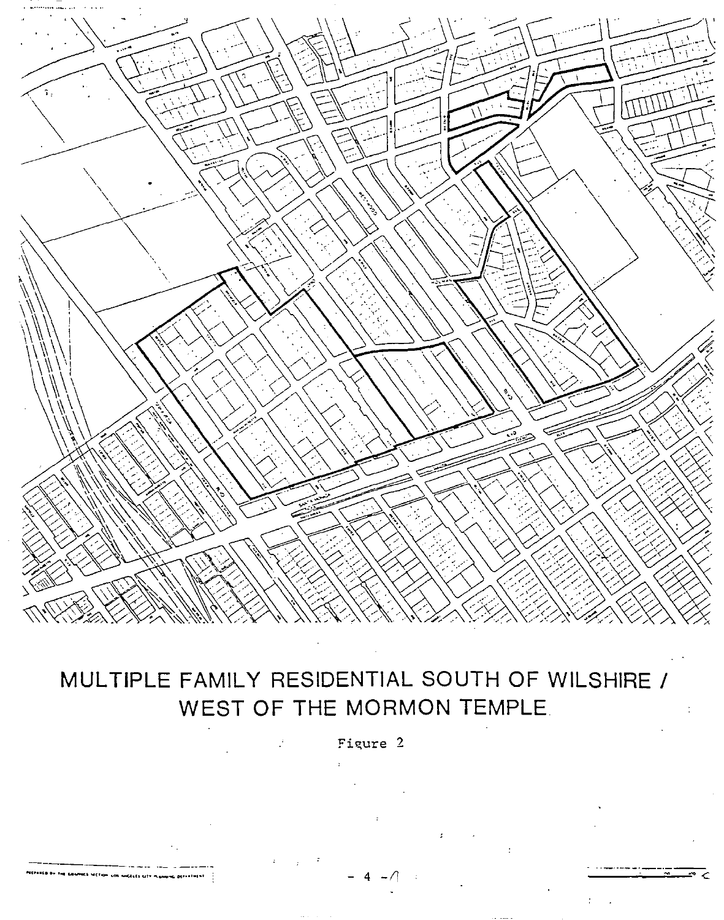# MULTIPLE FAMILY RESIDENTIAL SOUTH OF WILSHIRE / WEST OF THE MORMON TEMPLE

Figure 2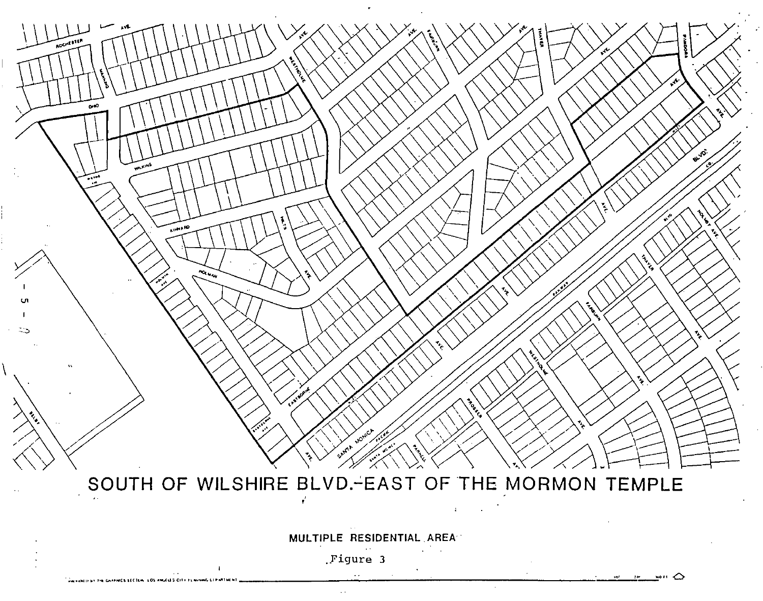SOUTH OF WILSHIRE BLVD.-EAST OF THE MORMON TEMPLE

MULTIPLE RESIDENTIAL AREA

Figure 3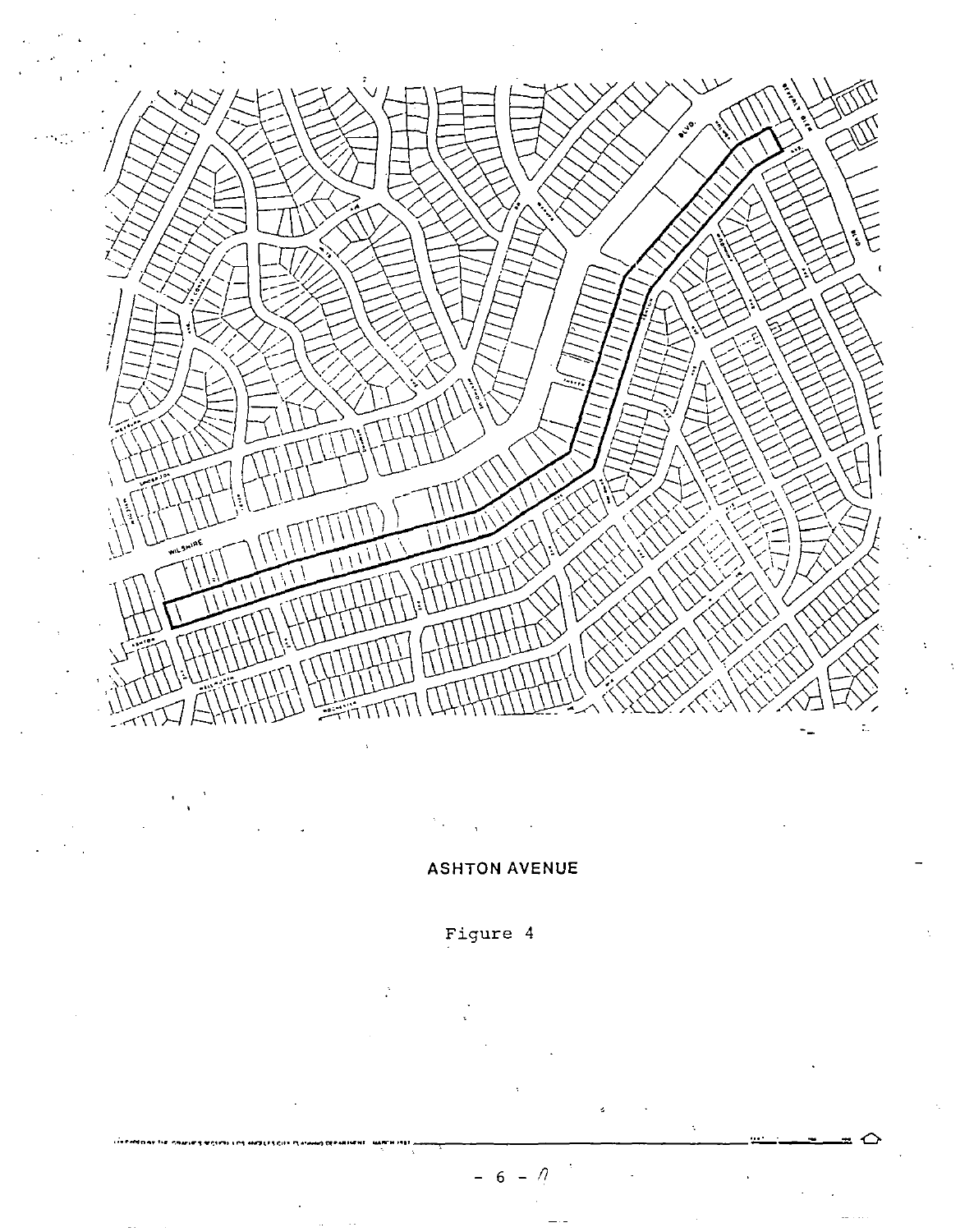ASHTON AVENUE

Figure 4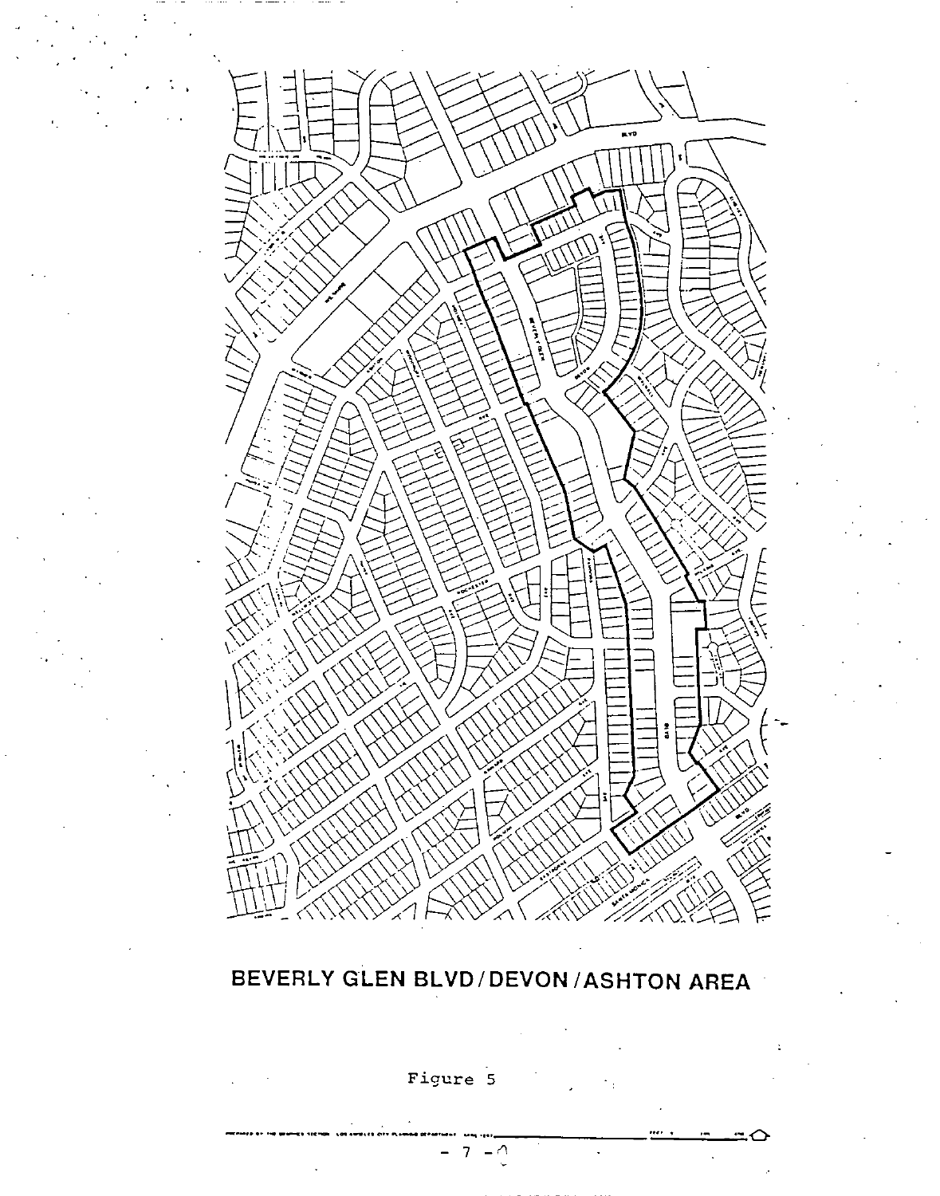# BEVERLY GLEN BLVD/DEVON/ASHTON AREA

Figure 5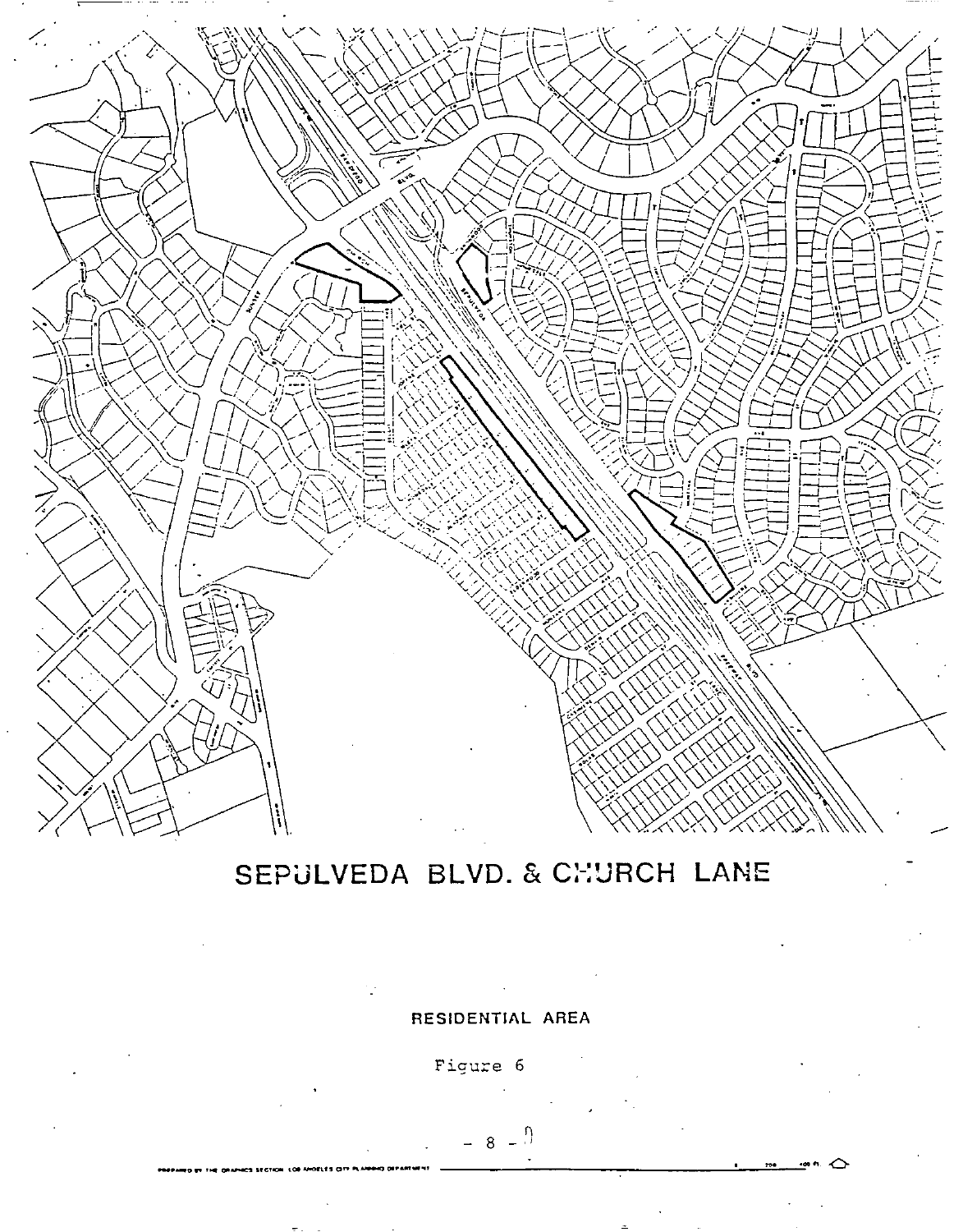SEPULVEDA BLVD. & CHURCH LANE

RESIDENTIAL AREA

Figure 6

PREPARED BY THE GRAPHICS SECTION LOS ANGELES CITY PLANNING DEPARTMENT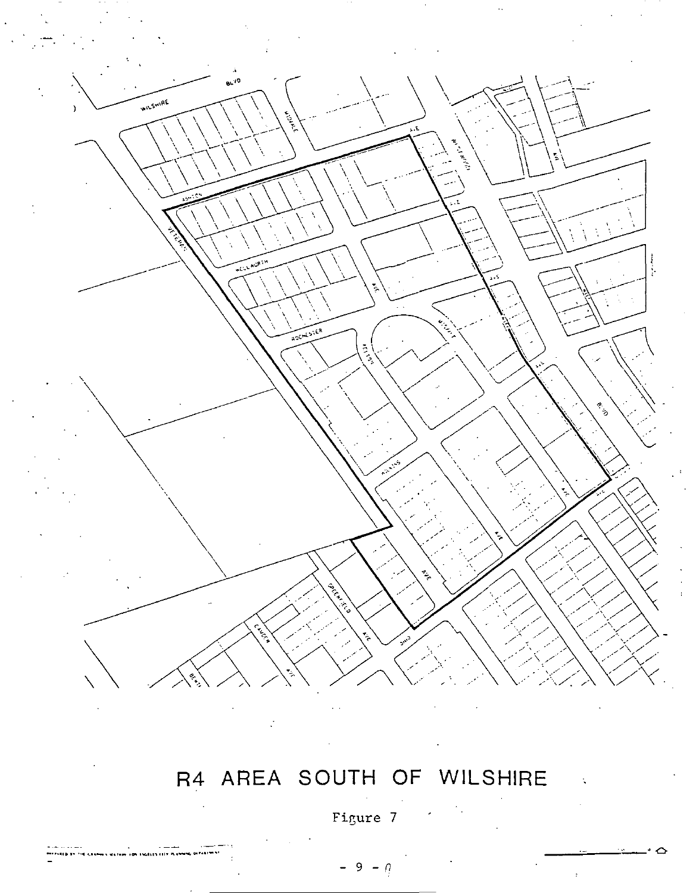# R4 AREA SOUTH OF WILSHIRE

Figure 7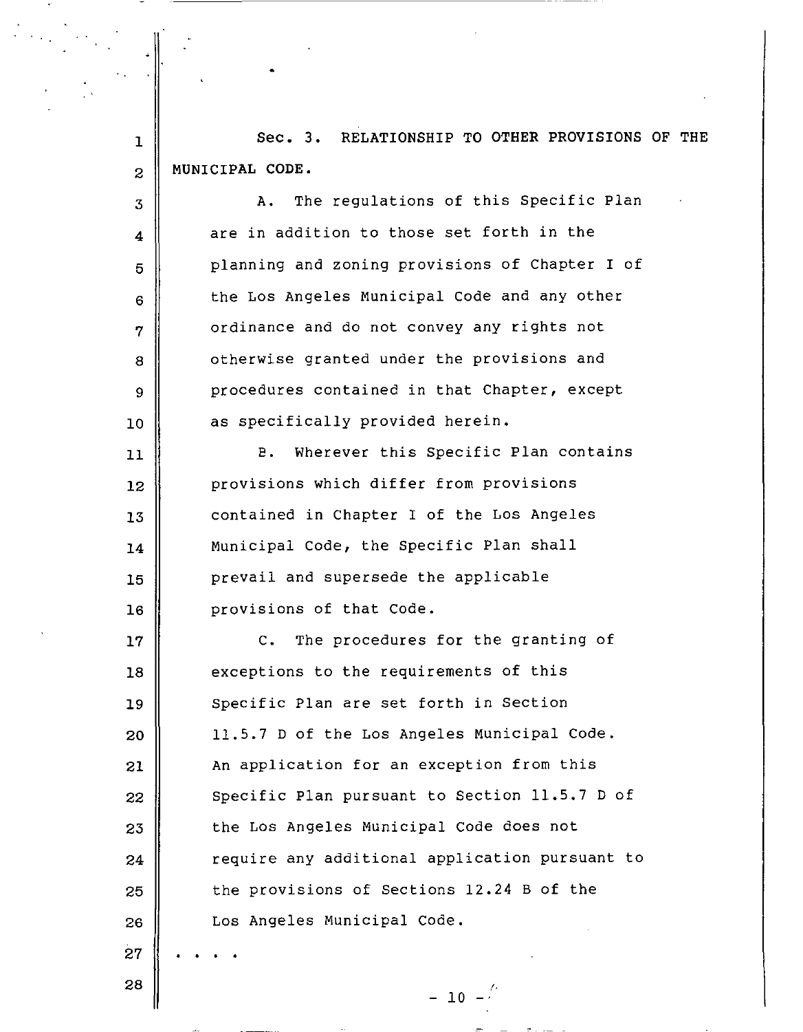Sec. 3. RELATIONSHIP TO OTHER PROVISIONS OF THE MUNICIPAL CODE.

A. The regulations of this Specific Plan are in addition to those set forth in the planning and zoning provisions of Chapter I of the Los Angeles Municipal Code and any other ordinance and do not convey any rights not otherwise granted under the provisions and procedures contained in that Chapter, except as specifically provided herein.

B. Wherever this Specific Plan contains provisions which differ from provisions contained in Chapter I of the Los Angeles Municipal Code, the Specific Plan shall prevail and supersede the applicable provisions of that Code.

C. The procedures for the granting of exceptions to the requirements of this Specific Plan are set forth in Section 11.5.7 D of the Los Angeles Municipal Code. An application for an exception from this Specific Plan pursuant to Section 11.5.7 D of the Los Angeles Municipal Code does not require any additional application pursuant to the provisions of Sections 12.24 B of the Los Angeles Municipal Code.

. . . .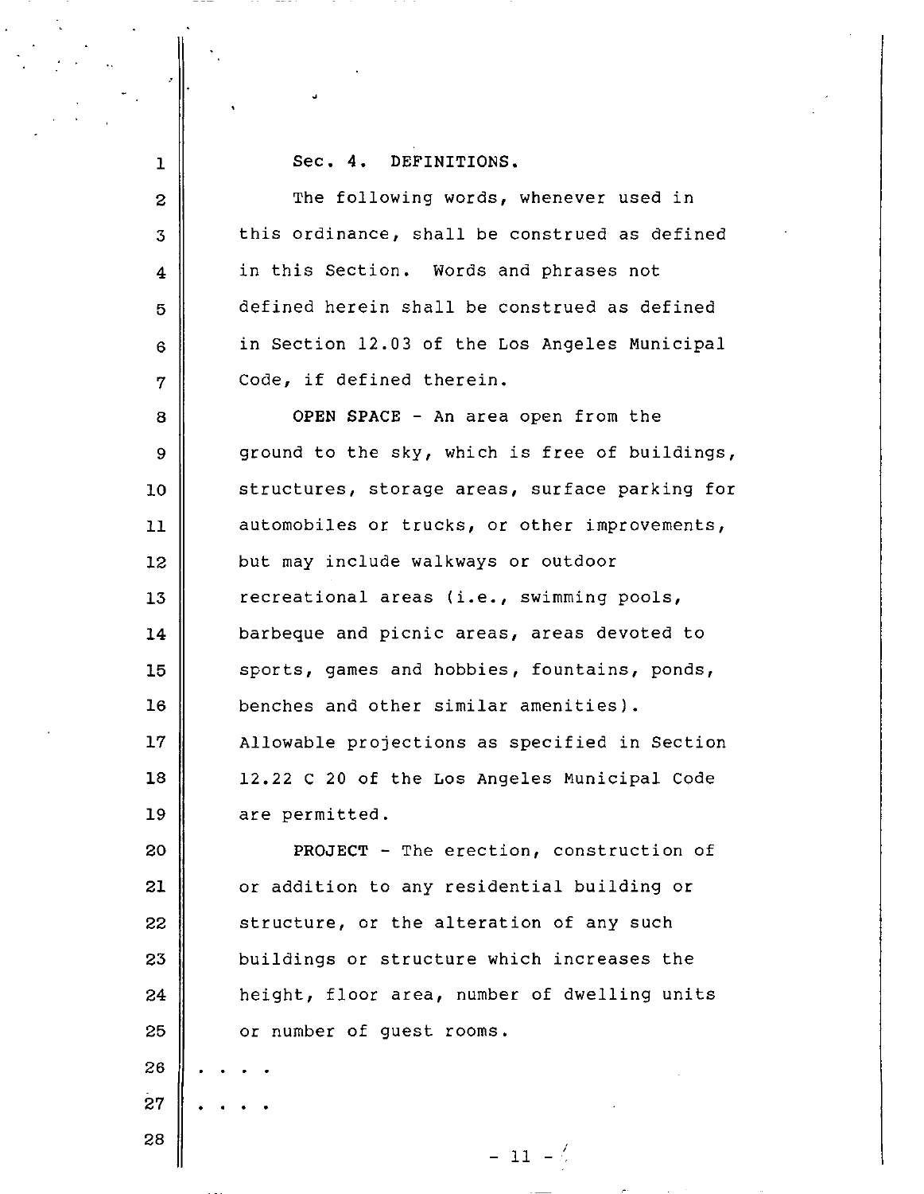Sec. 4. DEFINITIONS.

The following words, whenever used in this ordinance, shall be construed as defined in this Section. Words and phrases not defined herein shall be construed as defined in Section 12.03 of the Los Angeles Municipal Code, if defined therein.

**OPEN SPACE** - An area open from the ground to the sky, which is free of buildings, structures, storage areas, surface parking for automobiles or trucks, or other improvements, but may include walkways or outdoor recreational areas (i.e., swimming pools, barbeque and picnic areas, areas devoted to sports, games and hobbies, fountains, ponds, benches and other similar amenities). Allowable projections as specified in Section 12.22 C 20 of the Los Angeles Municipal Code are permitted.

**PROJECT** - The erection, construction of or addition to any residential building or structure, or the alteration of any such buildings or structure which increases the height, floor area, number of dwelling units or number of guest rooms.

. . . .

. . . .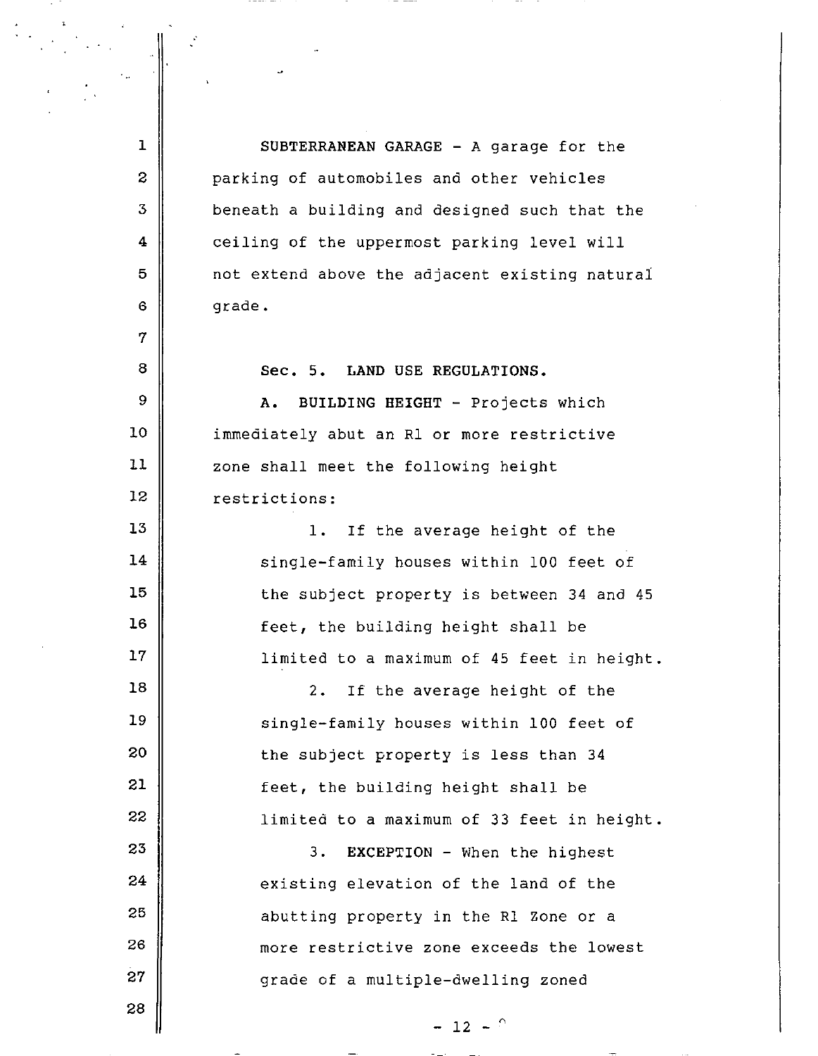SUBTERRANEAN GARAGE - A garage for the parking of automobiles and other vehicles beneath a building and designed such that the ceiling of the uppermost parking level will not extend above the adjacent existing natural grade.

Sec. 5. LAND USE REGULATIONS.

A. BUILDING HEIGHT - Projects which immediately abut an R1 or more restrictive zone shall meet the following height restrictions:

1. If the average height of the single-family houses within 100 feet of the subject property is between 34 and 45 feet, the building height shall be limited to a maximum of 45 feet in height.

2. If the average height of the single-family houses within 100 feet of the subject property is less than 34 feet, the building height shall be limited to a maximum of 33 feet in height.

3. EXCEPTION - When the highest existing elevation of the land of the abutting property in the R1 Zone or a more restrictive zone exceeds the lowest grade of a multiple-dwelling zoned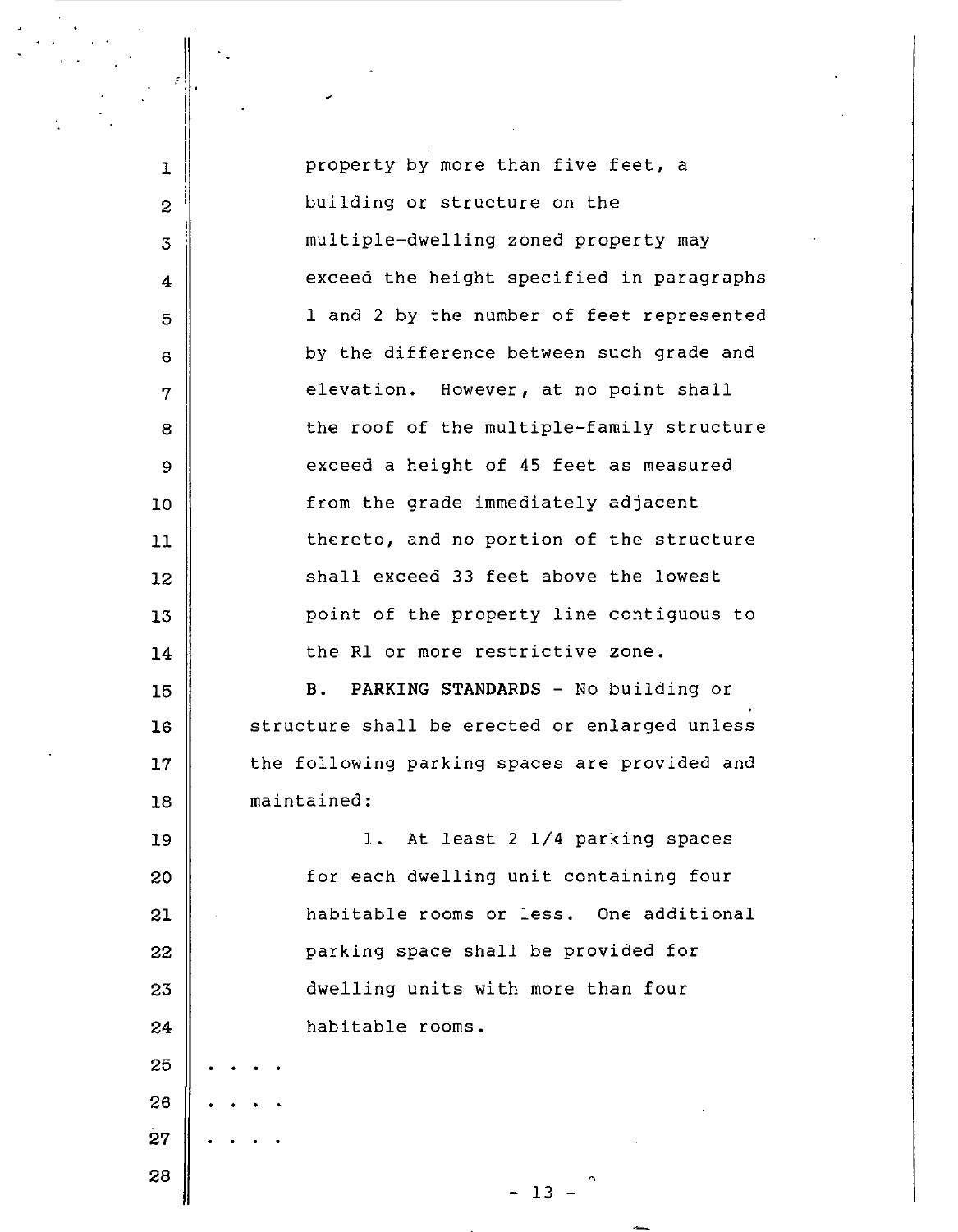property by more than five feet, a building or structure on the multiple-dwelling zoned property may exceed the height specified in paragraphs 1 and 2 by the number of feet represented by the difference between such grade and elevation. However, at no point shall the roof of the multiple-family structure exceed a height of 45 feet as measured from the grade immediately adjacent thereto, and no portion of the structure shall exceed 33 feet above the lowest point of the property line contiguous to the R1 or more restrictive zone.

B. PARKING STANDARDS - No building or structure shall be erected or enlarged unless the following parking spaces are provided and maintained:

1. At least 2 1/4 parking spaces for each dwelling unit containing four habitable rooms or less. One additional parking space shall be provided for dwelling units with more than four habitable rooms.

. . . .

. . . .

. . . .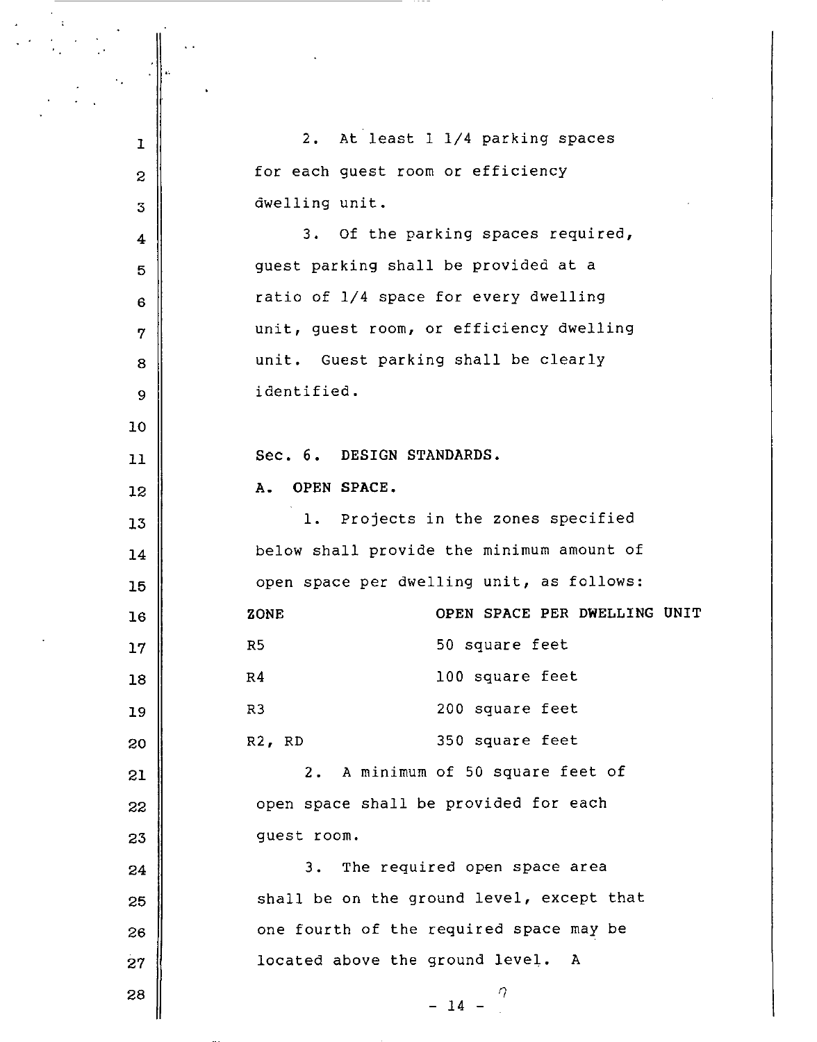2. At least 1 1/4 parking spaces for each guest room or efficiency dwelling unit.

3. Of the parking spaces required, guest parking shall be provided at a ratio of 1/4 space for every dwelling unit, guest room, or efficiency dwelling unit. Guest parking shall be clearly identified.

Sec. 6. DESIGN STANDARDS.

A. OPEN SPACE.

1. Projects in the zones specified below shall provide the minimum amount of open space per dwelling unit, as follows:

| ZONE | OPEN SPACE PER DWELLING UNIT |
|---|---|
| R5 | 50 square feet |
| R4 | 100 square feet |
| R3 | 200 square feet |
| R2, RD | 350 square feet |

2. A minimum of 50 square feet of open space shall be provided for each guest room.

3. The required open space area shall be on the ground level, except that one fourth of the required space may be located above the ground level. A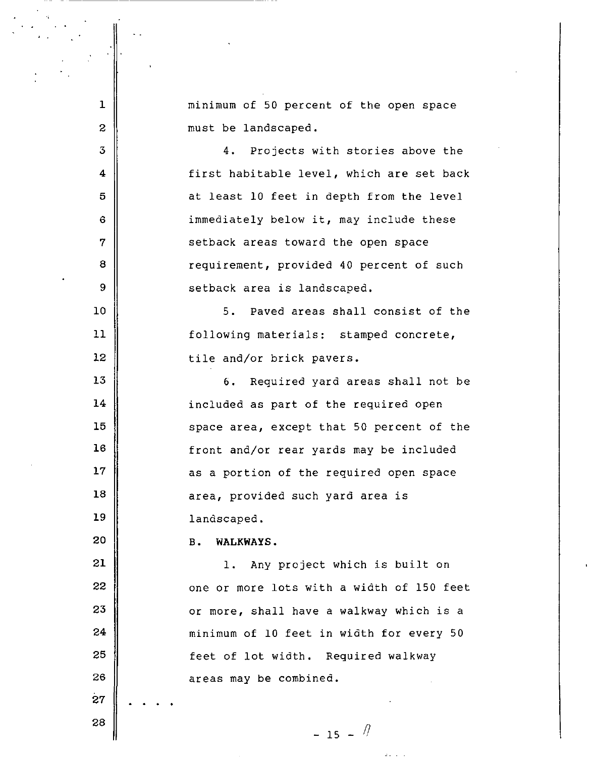minimum of 50 percent of the open space must be landscaped.

4. Projects with stories above the first habitable level, which are set back at least 10 feet in depth from the level immediately below it, may include these setback areas toward the open space requirement, provided 40 percent of such setback area is landscaped.

5. Paved areas shall consist of the following materials: stamped concrete, tile and/or brick pavers.

6. Required yard areas shall not be included as part of the required open space area, except that 50 percent of the front and/or rear yards may be included as a portion of the required open space area, provided such yard area is landscaped.

B. **WALKWAYS.**

1. Any project which is built on one or more lots with a width of 150 feet or more, shall have a walkway which is a minimum of 10 feet in width for every 50 feet of lot width. Required walkway areas may be combined.

. . . .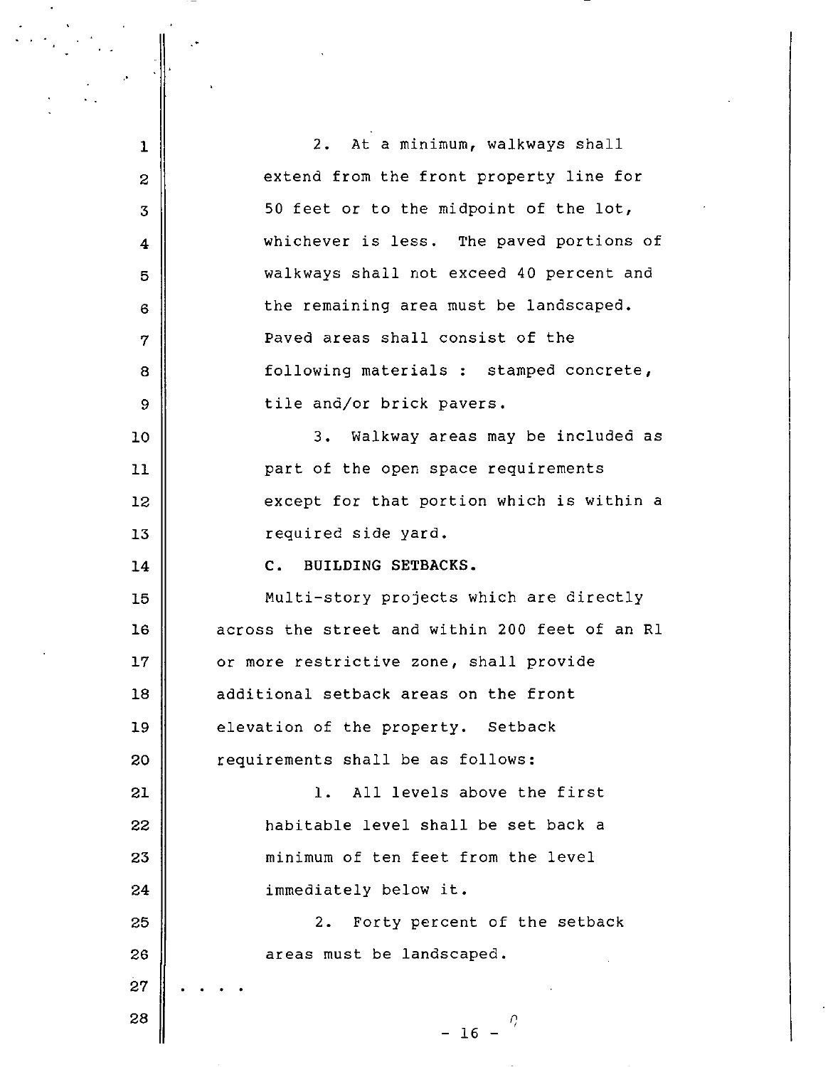2. At a minimum, walkways shall extend from the front property line for 50 feet or to the midpoint of the lot, whichever is less. The paved portions of walkways shall not exceed 40 percent and the remaining area must be landscaped. Paved areas shall consist of the following materials : stamped concrete, tile and/or brick pavers.

3. Walkway areas may be included as part of the open space requirements except for that portion which is within a required side yard.

**C. BUILDING SETBACKS.**

Multi-story projects which are directly across the street and within 200 feet of an R1 or more restrictive zone, shall provide additional setback areas on the front elevation of the property. Setback requirements shall be as follows:

1. All levels above the first habitable level shall be set back a minimum of ten feet from the level immediately below it.

2. Forty percent of the setback areas must be landscaped.

. . . .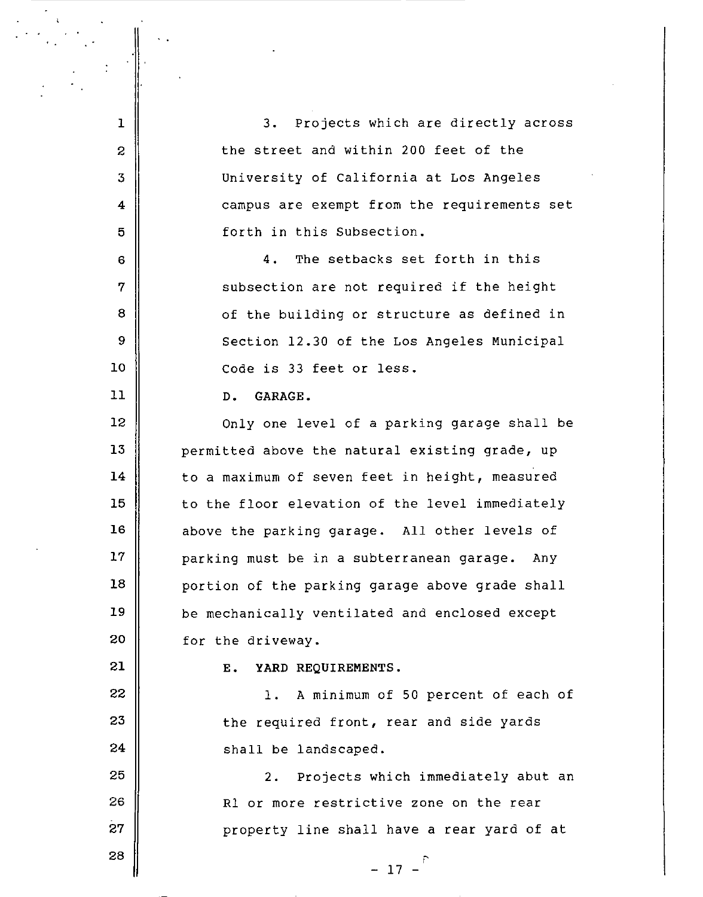3. Projects which are directly across the street and within 200 feet of the University of California at Los Angeles campus are exempt from the requirements set forth in this Subsection.

4. The setbacks set forth in this subsection are not required if the height of the building or structure as defined in Section 12.30 of the Los Angeles Municipal Code is 33 feet or less.

D. GARAGE.

Only one level of a parking garage shall be permitted above the natural existing grade, up to a maximum of seven feet in height, measured to the floor elevation of the level immediately above the parking garage. All other levels of parking must be in a subterranean garage. Any portion of the parking garage above grade shall be mechanically ventilated and enclosed except for the driveway.

**E. YARD REQUIREMENTS.**

1. A minimum of 50 percent of each of the required front, rear and side yards shall be landscaped.

2. Projects which immediately abut an R1 or more restrictive zone on the rear property line shall have a rear yard of at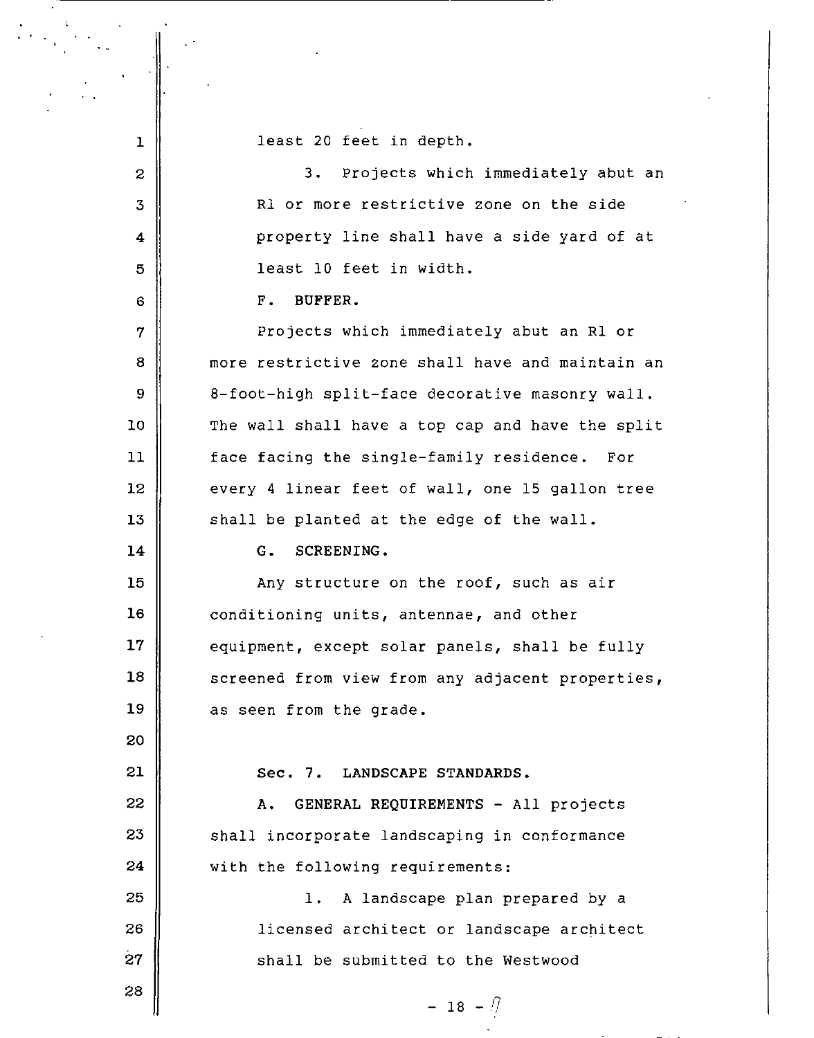least 20 feet in depth.

3. Projects which immediately abut an R1 or more restrictive zone on the side property line shall have a side yard of at least 10 feet in width.

F. BUFFER.

Projects which immediately abut an R1 or more restrictive zone shall have and maintain an 8-foot-high split-face decorative masonry wall. The wall shall have a top cap and have the split face facing the single-family residence. For every 4 linear feet of wall, one 15 gallon tree shall be planted at the edge of the wall.

G. SCREENING.

Any structure on the roof, such as air conditioning units, antennae, and other equipment, except solar panels, shall be fully screened from view from any adjacent properties, as seen from the grade.

Sec. 7. LANDSCAPE STANDARDS.

A. GENERAL REQUIREMENTS - All projects shall incorporate landscaping in conformance with the following requirements:

1. A landscape plan prepared by a licensed architect or landscape architect shall be submitted to the Westwood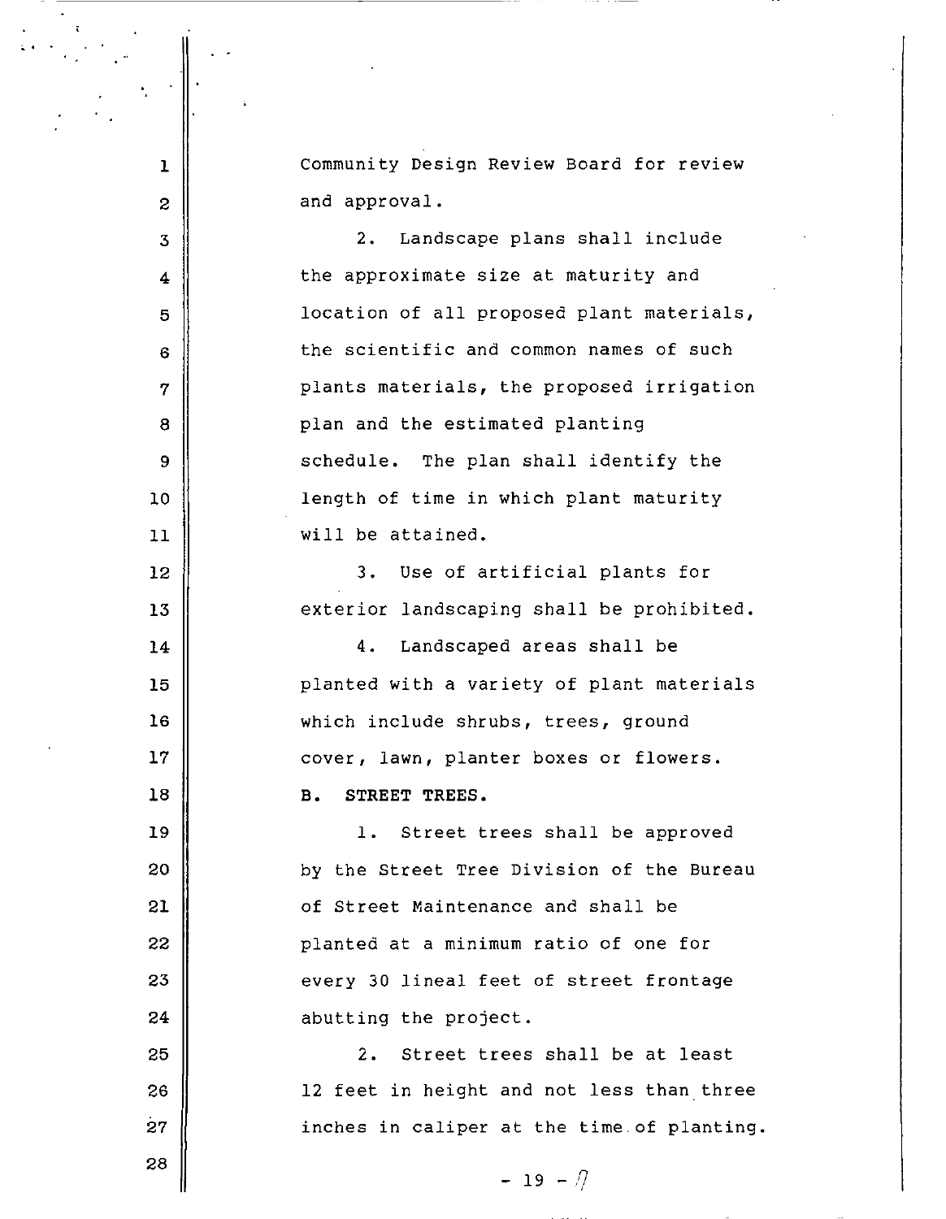Community Design Review Board for review and approval.

2. Landscape plans shall include the approximate size at maturity and location of all proposed plant materials, the scientific and common names of such plants materials, the proposed irrigation plan and the estimated planting schedule. The plan shall identify the length of time in which plant maturity will be attained.

3. Use of artificial plants for exterior landscaping shall be prohibited.

4. Landscaped areas shall be planted with a variety of plant materials which include shrubs, trees, ground cover, lawn, planter boxes or flowers.

**B. STREET TREES.**

1. Street trees shall be approved by the Street Tree Division of the Bureau of Street Maintenance and shall be planted at a minimum ratio of one for every 30 lineal feet of street frontage abutting the project.

2. Street trees shall be at least 12 feet in height and not less than three inches in caliper at the time of planting.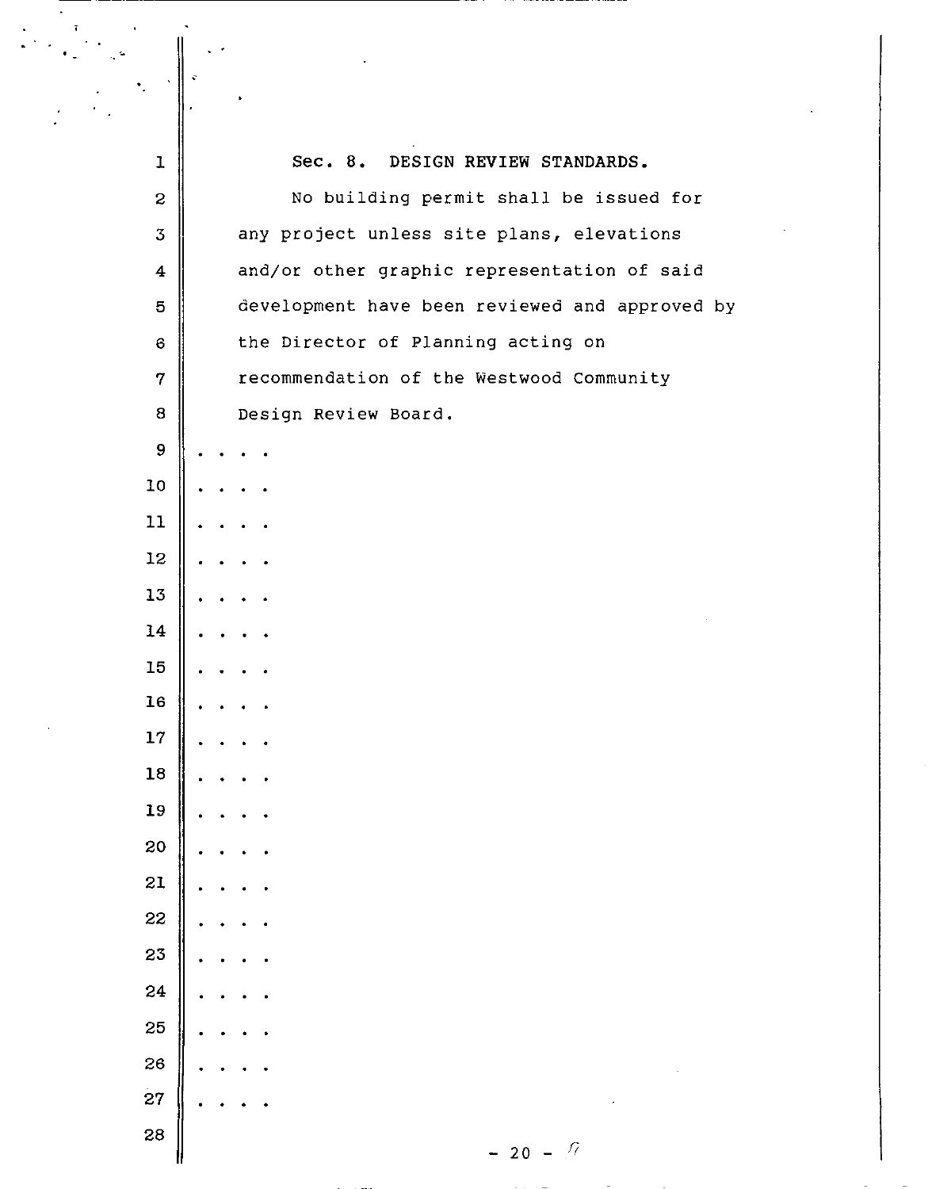Sec. 8. DESIGN REVIEW STANDARDS.

No building permit shall be issued for any project unless site plans, elevations and/or other graphic representation of said development have been reviewed and approved by the Director of Planning acting on recommendation of the Westwood Community Design Review Board.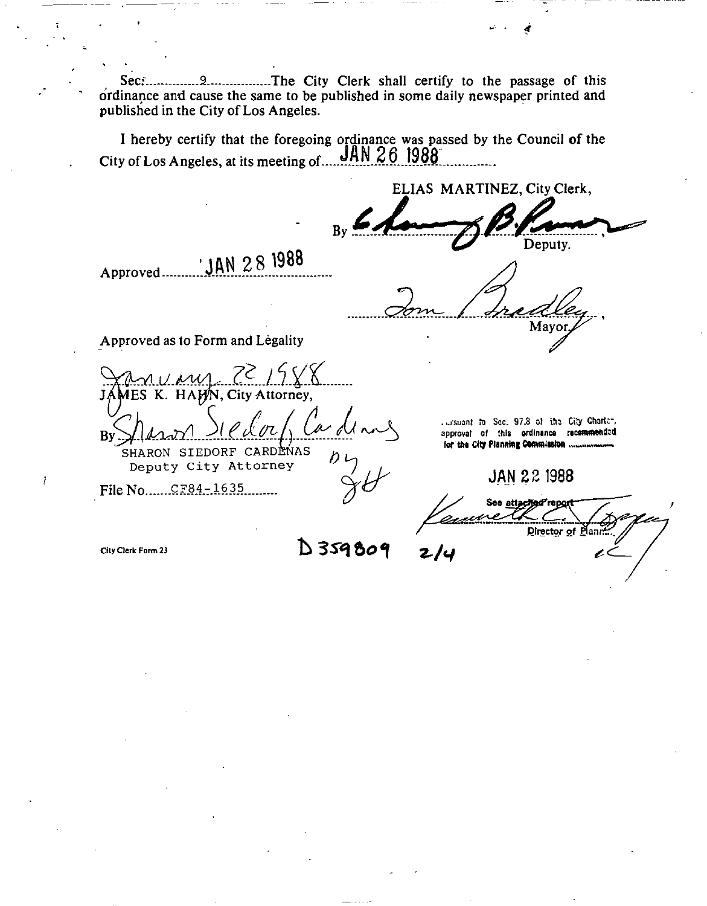Sec. 9 The City Clerk shall certify to the passage of this ordinance and cause the same to be published in some daily newspaper printed and published in the City of Los Angeles.

I hereby certify that the foregoing ordinance was passed by the Council of the City of Los Angeles, at its meeting of JAN 26 1988

ELIAS MARTINEZ, City Clerk,

By _______________, Deputy.

Approved JAN 28 1988

_______________, Mayor.

Approved as to Form and Legality

January 22 1988

JAMES K. HAHN, City Attorney,

By _______________

SHARON SIEDORF CARDENAS
Deputy City Attorney

File No. CF84-1635

Pursuant to Sec. 97.8 of the City Charter, approval of this ordinance recommended for the City Planning Commission

JAN 22 1988

See attached report

_______________ Director of Planning

City Clerk Form 23

D 359809 2/4